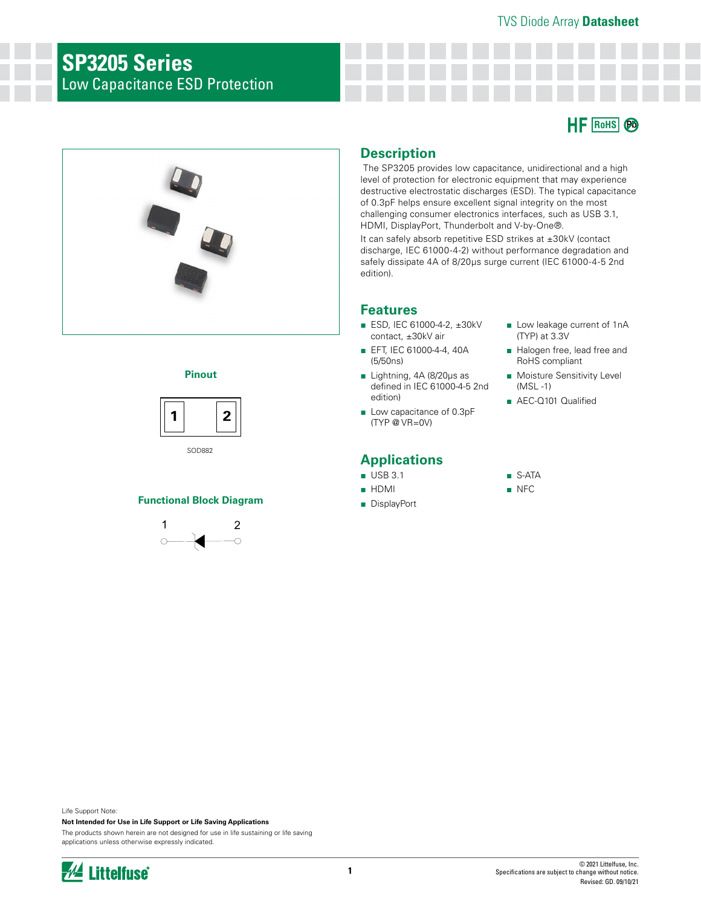# SP3205 Series

## Low Capacitance ESD Protection

HF RoHS Pb

### Pinout

1 2

SOD882

### Functional Block Diagram

1 2

## Description

The SP3205 provides low capacitance, unidirectional and a high level of protection for electronic equipment that may experience destructive electrostatic discharges (ESD). The typical capacitance of 0.3pF helps ensure excellent signal integrity on the most challenging consumer electronics interfaces, such as USB 3.1, HDMI, DisplayPort, Thunderbolt and V-by-One®.

It can safely absorb repetitive ESD strikes at ±30kV (contact discharge, IEC 61000-4-2) without performance degradation and safely dissipate 4A of 8/20μs surge current (IEC 61000-4-5 2nd edition).

## Features

- ESD, IEC 61000-4-2, ±30kV contact, ±30kV air
- EFT, IEC 61000-4-4, 40A (5/50ns)
- Lightning, 4A (8/20μs as defined in IEC 61000-4-5 2nd edition)
- Low capacitance of 0.3pF (TYP @ VR=0V)
- Low leakage current of 1nA (TYP) at 3.3V
- Halogen free, lead free and RoHS compliant
- Moisture Sensitivity Level (MSL -1)
- AEC-Q101 Qualified

## Applications

- USB 3.1
- HDMI
- DisplayPort
- S-ATA
- NFC

Life Support Note:

**Not Intended for Use in Life Support or Life Saving Applications**

The products shown herein are not designed for use in life sustaining or life saving applications unless otherwise expressly indicated.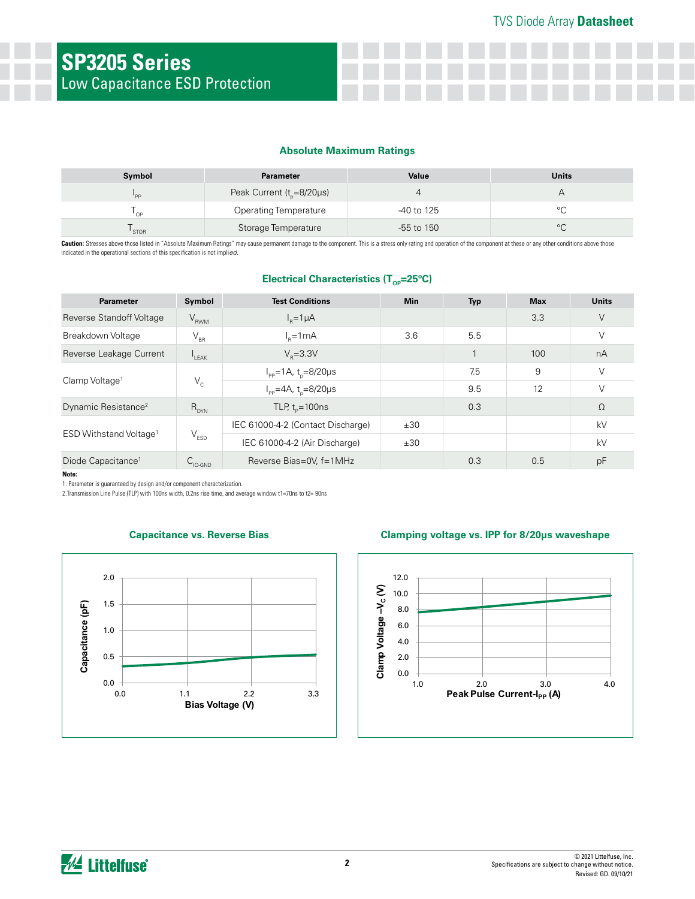# SP3205 Series

Low Capacitance ESD Protection

## Absolute Maximum Ratings

| Symbol | Parameter | Value | Units |
|---|---|---|---|
| $I_{PP}$ | Peak Current ($t_p$=8/20μs) | 4 | A |
| $T_{OP}$ | Operating Temperature | -40 to 125 | °C |
| $T_{STOR}$ | Storage Temperature | -55 to 150 | °C |

**Caution:** Stresses above those listed in "Absolute Maximum Ratings" may cause permanent damage to the component. This is a stress only rating and operation of the component at these or any other conditions above those indicated in the operational sections of this specification is not implied.

## Electrical Characteristics ($T_{OP}$=25°C)

| Parameter | Symbol | Test Conditions | Min | Typ | Max | Units |
|---|---|---|---|---|---|---|
| Reverse Standoff Voltage | $V_{RWM}$ | $I_R$=1μA | | | 3.3 | V |
| Breakdown Voltage | $V_{BR}$ | $I_R$=1mA | 3.6 | 5.5 | | V |
| Reverse Leakage Current | $I_{LEAK}$ | $V_R$=3.3V | | 1 | 100 | nA |
| Clamp Voltage[1] | $V_C$ | $I_{PP}$=1A, $t_p$=8/20μs | | 7.5 | 9 | V |
| | | $I_{PP}$=4A, $t_p$=8/20μs | | 9.5 | 12 | V |
| Dynamic Resistance[2] | $R_{DYN}$ | TLP, $t_p$=100ns | | 0.3 | | Ω |
| ESD Withstand Voltage[1] | $V_{ESD}$ | IEC 61000-4-2 (Contact Discharge) | ±30 | | | kV |
| | | IEC 61000-4-2 (Air Discharge) | ±30 | | | kV |
| Diode Capacitance[1] | $C_{IO-GND}$ | Reverse Bias=0V, f=1MHz | | 0.3 | 0.5 | pF |

**Note:**

1. Parameter is guaranteed by design and/or component characterization.
2. Transmission Line Pulse (TLP) with 100ns width, 0.2ns rise time, and average window t1=70ns to t2= 90ns

### Capacitance vs. Reverse Bias

### Clamping voltage vs. IPP for 8/20μs waveshape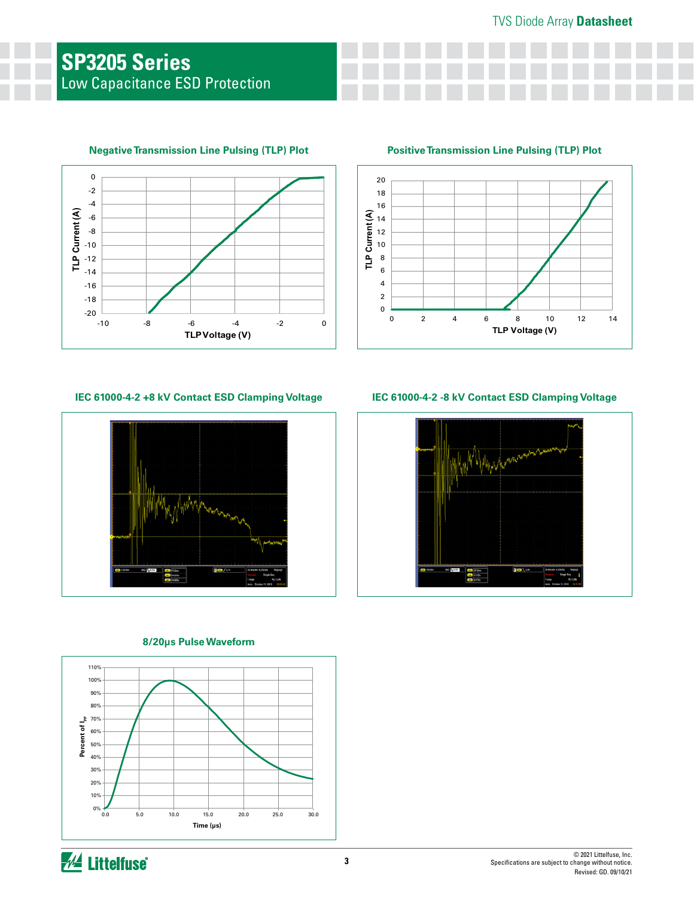## Negative Transmission Line Pulsing (TLP) Plot

## Positive Transmission Line Pulsing (TLP) Plot

## IEC 61000-4-2 +8 kV Contact ESD Clamping Voltage

## IEC 61000-4-2 -8 kV Contact ESD Clamping Voltage

## 8/20μs Pulse Waveform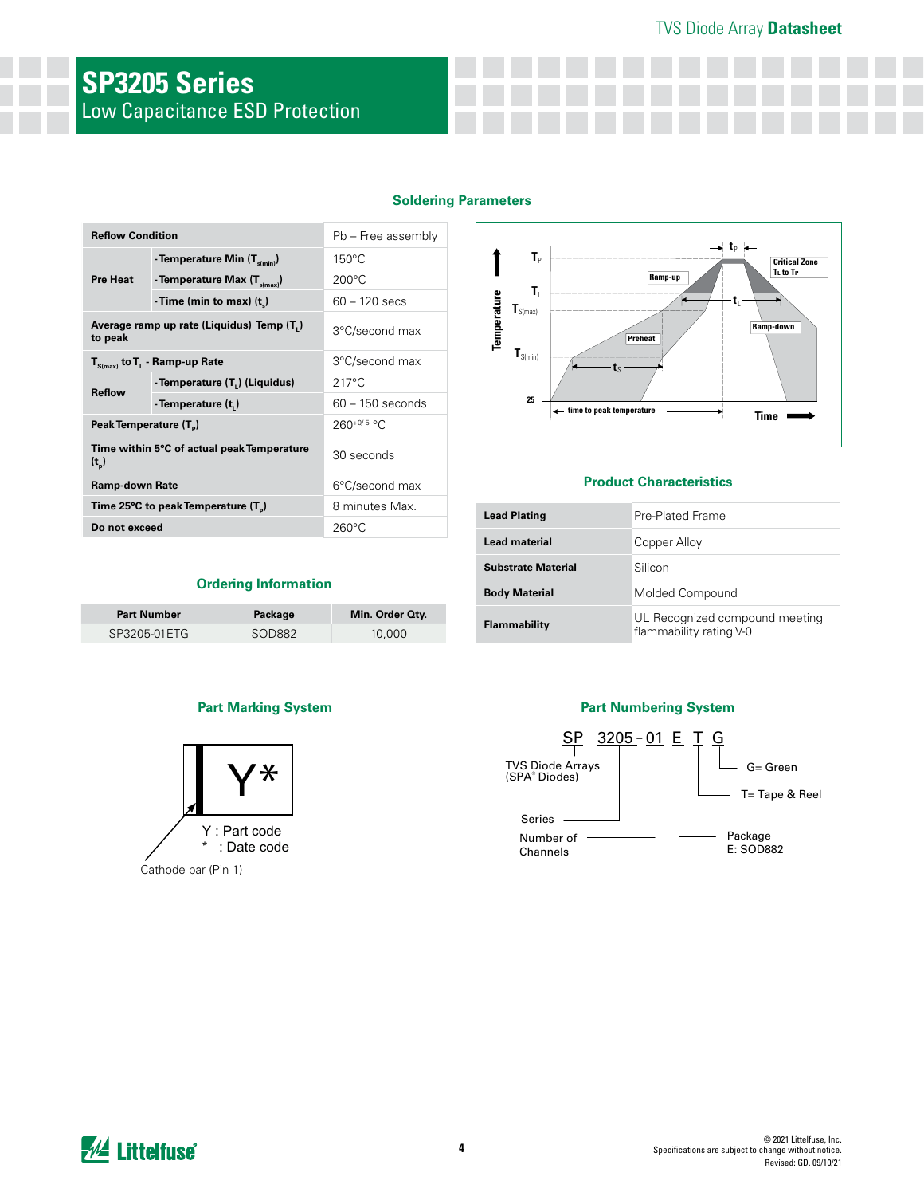# SP3205 Series

## Low Capacitance ESD Protection

### Soldering Parameters

| Reflow Condition | | Pb – Free assembly |
|---|---|---|
| Pre Heat | - Temperature Min ($T_{s(min)}$) | 150°C |
| | - Temperature Max ($T_{s(max)}$) | 200°C |
| | - Time (min to max) ($t_s$) | 60 – 120 secs |
| Average ramp up rate (Liquidus) Temp ($T_L$) to peak | | 3°C/second max |
| $T_{S(max)}$ to $T_L$ - Ramp-up Rate | | 3°C/second max |
| Reflow | - Temperature ($T_L$) (Liquidus) | 217°C |
| | - Temperature ($t_L$) | 60 – 150 seconds |
| Peak Temperature ($T_P$) | | $260^{+0/-5}$ °C |
| Time within 5°C of actual peak Temperature ($t_p$) | | 30 seconds |
| Ramp-down Rate | | 6°C/second max |
| Time 25°C to peak Temperature ($T_P$) | | 8 minutes Max. |
| Do not exceed | | 260°C |

### Ordering Information

| Part Number | Package | Min. Order Qty. |
|---|---|---|
| SP3205-01ETG | SOD882 | 10,000 |

### Product Characteristics

| | |
|---|---|
| Lead Plating | Pre-Plated Frame |
| Lead material | Copper Alloy |
| Substrate Material | Silicon |
| Body Material | Molded Compound |
| Flammability | UL Recognized compound meeting flammability rating V-0 |

### Part Marking System

Y : Part code
* : Date code

Cathode bar (Pin 1)

### Part Numbering System

SP 3205 - 01 E T G

- SP: TVS Diode Arrays (SPA® Diodes)
- 3205: Series
- 01: Number of Channels
- E: Package — E: SOD882
- T= Tape & Reel
- G= Green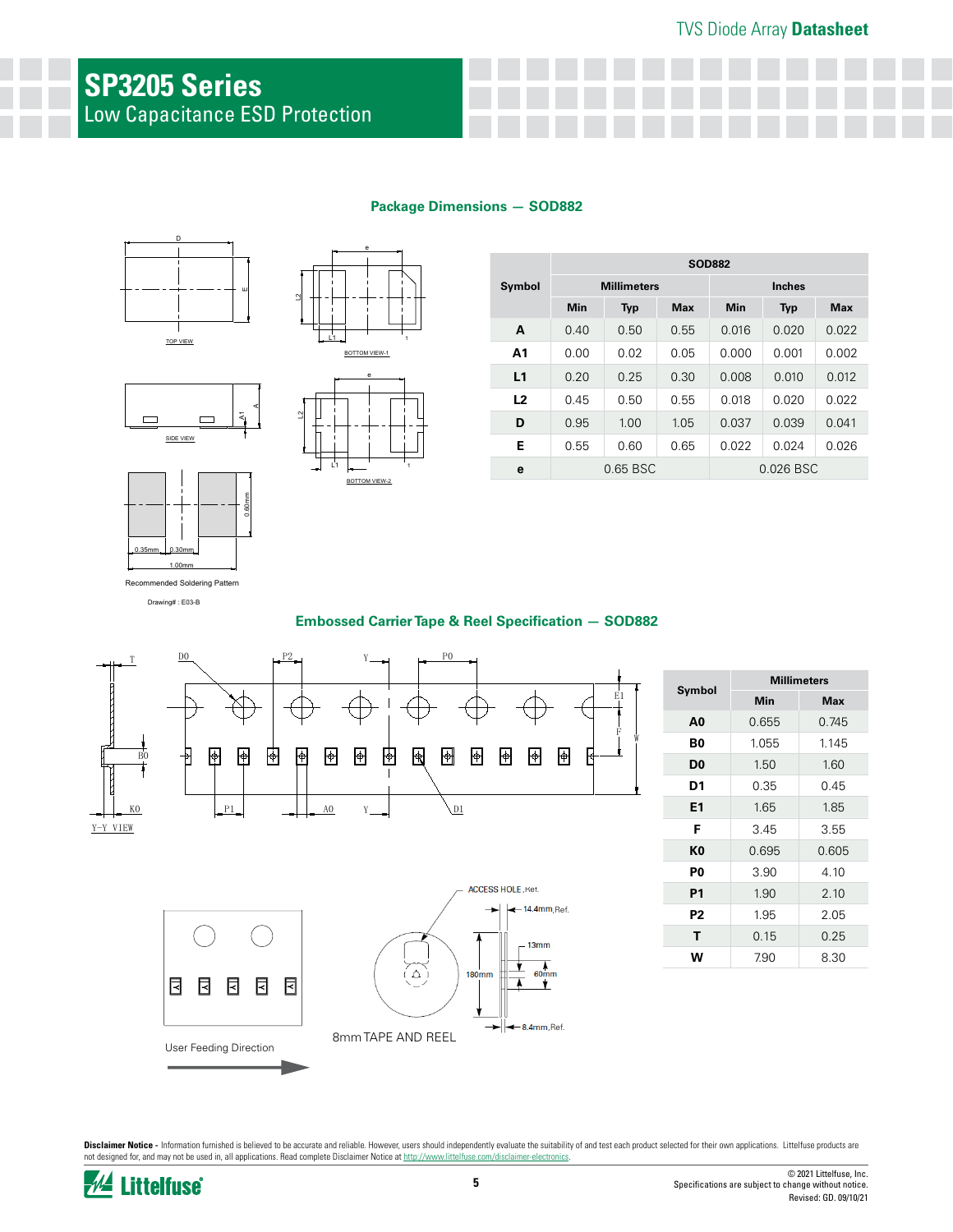# SP3205 Series

Low Capacitance ESD Protection

## Package Dimensions — SOD882

D

E

TOP VIEW

e

L2

L1

1

BOTTOM VIEW-1

A1

A

SIDE VIEW

e

L2

L1

1

BOTTOM VIEW-2

0.60mm

0.35mm

0.30mm

1.00mm

Recommended Soldering Pattern

Drawing# : E03-B

| Symbol | SOD882 | | | | | |
|---|---|---|---|---|---|---|
| | Millimeters | | | Inches | | |
| | Min | Typ | Max | Min | Typ | Max |
| **A** | 0.40 | 0.50 | 0.55 | 0.016 | 0.020 | 0.022 |
| **A1** | 0.00 | 0.02 | 0.05 | 0.000 | 0.001 | 0.002 |
| **L1** | 0.20 | 0.25 | 0.30 | 0.008 | 0.010 | 0.012 |
| **L2** | 0.45 | 0.50 | 0.55 | 0.018 | 0.020 | 0.022 |
| **D** | 0.95 | 1.00 | 1.05 | 0.037 | 0.039 | 0.041 |
| **E** | 0.55 | 0.60 | 0.65 | 0.022 | 0.024 | 0.026 |
| **e** | 0.65 BSC | | | 0.026 BSC | | |

## Embossed Carrier Tape & Reel Specification — SOD882

T

D0

P2

Y

P0

E1

F

W

B0

K0

P1

A0

Y

D1

Y-Y VIEW

ACCESS HOLE ,Ref.

14.4mm,Ref.

13mm

180mm

60mm

8.4mm,Ref.

8mm TAPE AND REEL

User Feeding Direction

| Symbol | Millimeters | |
|---|---|---|
| | Min | Max |
| **A0** | 0.655 | 0.745 |
| **B0** | 1.055 | 1.145 |
| **D0** | 1.50 | 1.60 |
| **D1** | 0.35 | 0.45 |
| **E1** | 1.65 | 1.85 |
| **F** | 3.45 | 3.55 |
| **K0** | 0.695 | 0.605 |
| **P0** | 3.90 | 4.10 |
| **P1** | 1.90 | 2.10 |
| **P2** | 1.95 | 2.05 |
| **T** | 0.15 | 0.25 |
| **W** | 7.90 | 8.30 |

**Disclaimer Notice -** Information furnished is believed to be accurate and reliable. However, users should independently evaluate the suitability of and test each product selected for their own applications. Littelfuse products are not designed for, and may not be used in, all applications. Read complete Disclaimer Notice at http://www.littelfuse.com/disclaimer-electronics.

© 2021 Littelfuse, Inc.
Specifications are subject to change without notice.
Revised: GD. 09/10/21